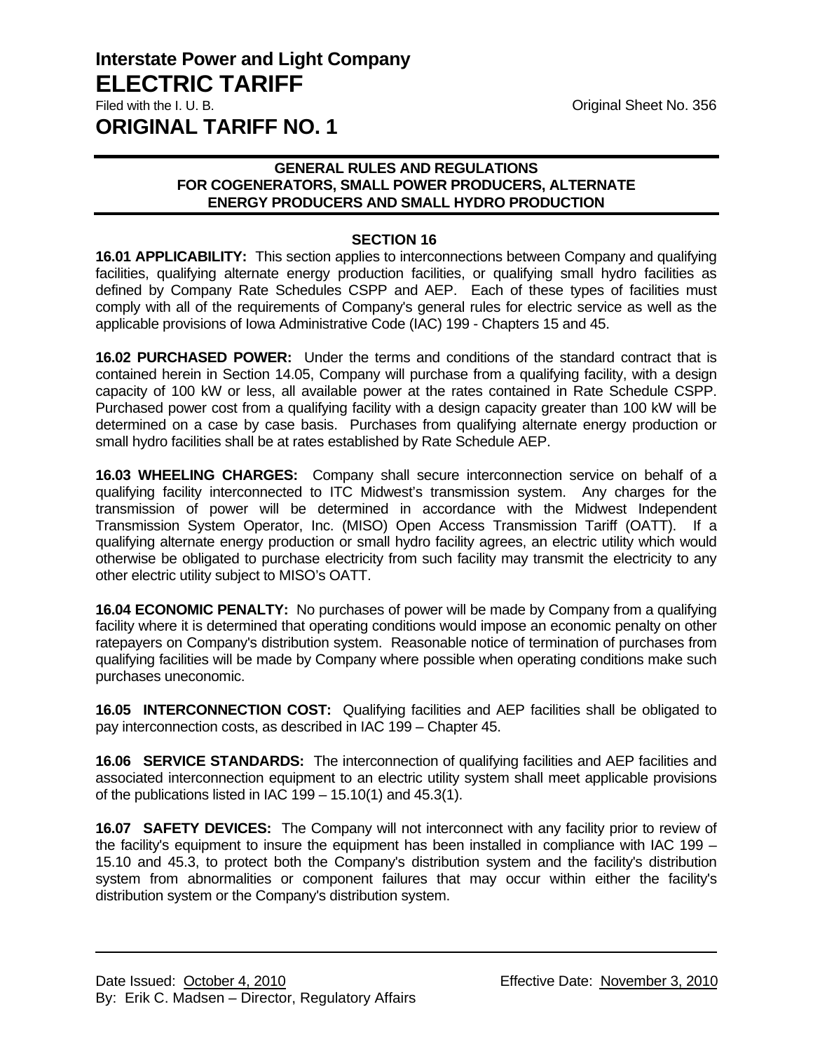# Interstate Power and Light Company
# ELECTRIC TARIFF

Filed with the I. U. B.

Original Sheet No. 356

# ORIGINAL TARIFF NO. 1

**GENERAL RULES AND REGULATIONS**
**FOR COGENERATORS, SMALL POWER PRODUCERS, ALTERNATE ENERGY PRODUCERS AND SMALL HYDRO PRODUCTION**

## SECTION 16

**16.01 APPLICABILITY:** This section applies to interconnections between Company and qualifying facilities, qualifying alternate energy production facilities, or qualifying small hydro facilities as defined by Company Rate Schedules CSPP and AEP. Each of these types of facilities must comply with all of the requirements of Company's general rules for electric service as well as the applicable provisions of Iowa Administrative Code (IAC) 199 - Chapters 15 and 45.

**16.02 PURCHASED POWER:** Under the terms and conditions of the standard contract that is contained herein in Section 14.05, Company will purchase from a qualifying facility, with a design capacity of 100 kW or less, all available power at the rates contained in Rate Schedule CSPP. Purchased power cost from a qualifying facility with a design capacity greater than 100 kW will be determined on a case by case basis. Purchases from qualifying alternate energy production or small hydro facilities shall be at rates established by Rate Schedule AEP.

**16.03 WHEELING CHARGES:** Company shall secure interconnection service on behalf of a qualifying facility interconnected to ITC Midwest's transmission system. Any charges for the transmission of power will be determined in accordance with the Midwest Independent Transmission System Operator, Inc. (MISO) Open Access Transmission Tariff (OATT). If a qualifying alternate energy production or small hydro facility agrees, an electric utility which would otherwise be obligated to purchase electricity from such facility may transmit the electricity to any other electric utility subject to MISO's OATT.

**16.04 ECONOMIC PENALTY:** No purchases of power will be made by Company from a qualifying facility where it is determined that operating conditions would impose an economic penalty on other ratepayers on Company's distribution system. Reasonable notice of termination of purchases from qualifying facilities will be made by Company where possible when operating conditions make such purchases uneconomic.

**16.05 INTERCONNECTION COST:** Qualifying facilities and AEP facilities shall be obligated to pay interconnection costs, as described in IAC 199 – Chapter 45.

**16.06 SERVICE STANDARDS:** The interconnection of qualifying facilities and AEP facilities and associated interconnection equipment to an electric utility system shall meet applicable provisions of the publications listed in IAC 199 – 15.10(1) and 45.3(1).

**16.07 SAFETY DEVICES:** The Company will not interconnect with any facility prior to review of the facility's equipment to insure the equipment has been installed in compliance with IAC 199 – 15.10 and 45.3, to protect both the Company's distribution system and the facility's distribution system from abnormalities or component failures that may occur within either the facility's distribution system or the Company's distribution system.

Date Issued: October 4, 2010

Effective Date: November 3, 2010

By: Erik C. Madsen – Director, Regulatory Affairs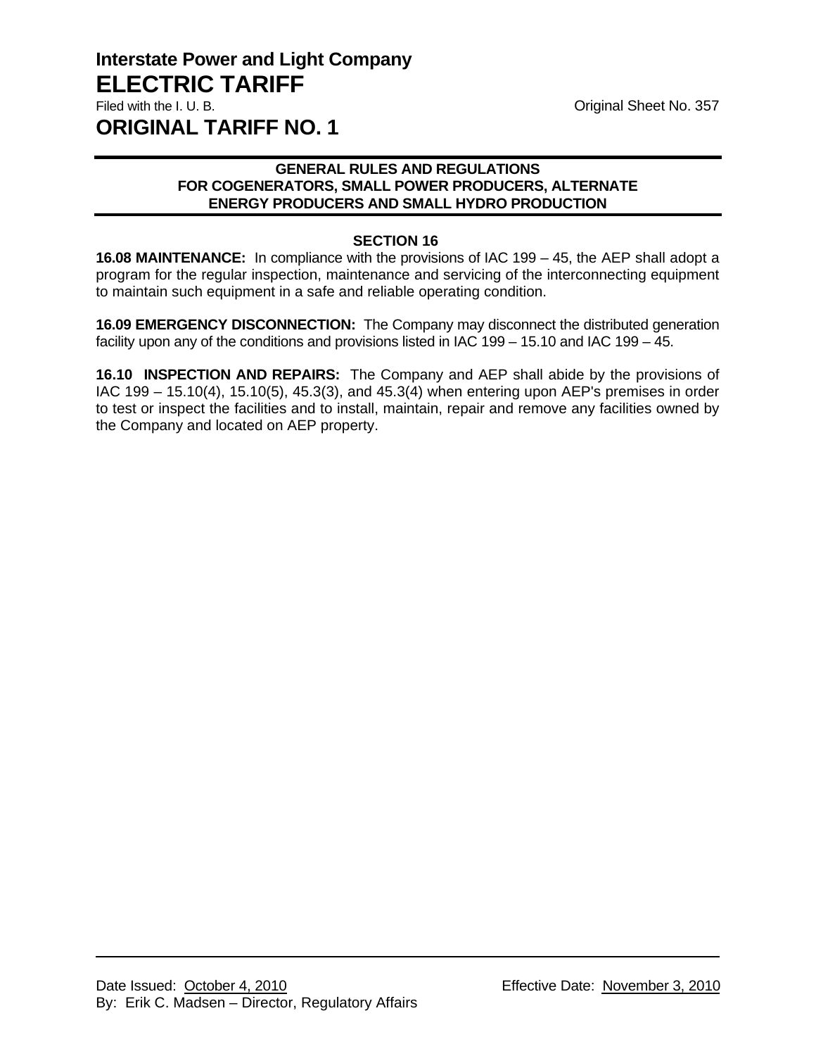## SECTION 16

**16.08 MAINTENANCE:** In compliance with the provisions of IAC 199 – 45, the AEP shall adopt a program for the regular inspection, maintenance and servicing of the interconnecting equipment to maintain such equipment in a safe and reliable operating condition.

**16.09 EMERGENCY DISCONNECTION:** The Company may disconnect the distributed generation facility upon any of the conditions and provisions listed in IAC 199 – 15.10 and IAC 199 – 45.

**16.10 INSPECTION AND REPAIRS:** The Company and AEP shall abide by the provisions of IAC 199 – 15.10(4), 15.10(5), 45.3(3), and 45.3(4) when entering upon AEP's premises in order to test or inspect the facilities and to install, maintain, repair and remove any facilities owned by the Company and located on AEP property.